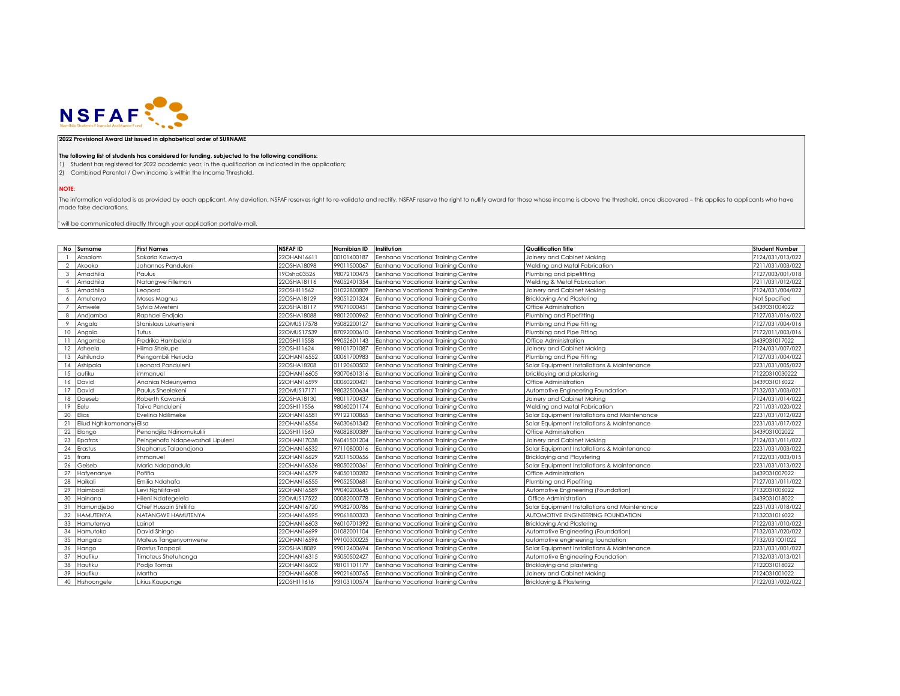NSFAF
Namibia Students Financial Assistance Fund

**2022 Provisional Award List issued in alphabetical order of SURNAME**

**The following list of students has considered for funding, subjected to the following conditions:**

1) Student has registered for 2022 academic year, in the qualification as indicated in the application;
2) Combined Parental / Own income is within the Income Threshold.

**NOTE:**

The information validated is as provided by each applicant. Any deviation, NSFAF reserves right to re-validate and rectify. NSFAF reserve the right to nullify award for those whose income is above the threshold, once discovered – this applies to applicants who have made false declarations.

' will be communicated directly through your application portal/e-mail.

| No | Surname | First Names | NSFAF ID | Namibian ID | Institution | Qualification Title | Student Number |
|---|---|---|---|---|---|---|---|
| 1 | Absalom | Sakaria Kawaya | 22OHAN16611 | 00101400187 | Eenhana Vocational Training Centre | Joinery and Cabinet Making | 7124/031/013/022 |
| 2 | Akooko | Johannes Panduleni | 22OSHA18098 | 99011500067 | Eenhana Vocational Training Centre | Welding and Metal Fabrication | 7211/031/003/022 |
| 3 | Amadhila | Paulus | 19Osha03526 | 98072100475 | Eenhana Vocational Training Centre | Plumbing and pipefitting | 7127/003/001/018 |
| 4 | Amadhila | Natangwe Fillemon | 22OSHA18116 | 96052401354 | Eenhana Vocational Training Centre | Welding & Metal Fabrication | 7211/031/012/022 |
| 5 | Amadhila | Leopord | 22OSHI11562 | 01022800809 | Eenhana Vocational Training Centre | Joinery and Cabinet Making | 7124/031/004/022 |
| 6 | Amutenya | Moses Magnus | 22OSHA18129 | 93051201324 | Eenhana Vocational Training Centre | Bricklaying And Plastering | Not Specified |
| 7 | Amwele | Sylvia Mweteni | 22OSHA18117 | 99071000451 | Eenhana Vocational Training Centre | Office Administration | 3439031004022 |
| 8 | Andjamba | Raphael Endjala | 22OSHA18088 | 98012000962 | Eenhana Vocational Training Centre | Plumbing and Pipefitting | 7127/031/016/022 |
| 9 | Angala | Stanislaus Lukeniyeni | 22OMUS17578 | 95082200127 | Eenhana Vocational Training Centre | Plumbing and Pipe Fitting | 7127/031/004/016 |
| 10 | Angolo | Tutus | 22OMUS17539 | 87092000610 | Eenhana Vocational Training Centre | Plumbing and Pipe Fitting | 7172/011/003/016 |
| 11 | Angombe | Fredrika Hambelela | 22OSHI11558 | 99052601143 | Eenhana Vocational Training Centre | Office Administration | 3439031017022 |
| 12 | Asheela | Hilma Shekupe | 22OSHI11624 | 98101701087 | Eenhana Vocational Training Centre | Joinery and Cabinet Making | 7124/031/007/022 |
| 13 | Ashilundo | Peingombili Heriuda | 22OHAN16552 | 00061700983 | Eenhana Vocational Training Centre | Plumbing and Pipe Fitting | 7127/031/004/022 |
| 14 | Ashipala | Leonard Panduleni | 22OSHA18208 | 01120600502 | Eenhana Vocational Training Centre | Solar Equipment Installations & Maintenance | 2231/031/005/022 |
| 15 | aufiku | immanuel | 22OHAN16605 | 93070601316 | Eenhana Vocational Training Centre | bricklaying and plastering | 71220310030222 |
| 16 | David | Ananias Ndeunyema | 22OHAN16599 | 00060200421 | Eenhana Vocational Training Centre | Office Administration | 3439031016022 |
| 17 | David | Paulus Sheelekeni | 22OMUS17171 | 98032500634 | Eenhana Vocational Training Centre | Automotive Engineering Foundation | 7132/031/003/021 |
| 18 | Doeseb | Roberth Kawandi | 22OSHA18130 | 98011700437 | Eenhana Vocational Training Centre | Joinery and Cabinet Making | 7124/031/014/022 |
| 19 | Eelu | Toivo Penduleni | 22OSHI11556 | 98060201174 | Eenhana Vocational Training Centre | Welding and Metal Fabrication | 7211/031/020/022 |
| 20 | Elias | Evelina Ndilimeke | 22OHAN16581 | 99122100865 | Eenhana Vocational Training Centre | Solar Equipment Installations and Maintenance | 2231/031/012/022 |
| 21 | Eliud Nghikomonany | Elisa | 22OHAN16554 | 96030601342 | Eenhana Vocational Training Centre | Solar Equipment Installations & Maintenance | 2231/031/017/022 |
| 22 | Elongo | Penondjila Ndinomukulili | 22OSHI11560 | 96082800389 | Eenhana Vocational Training Centre | Office Administration | 3439031002022 |
| 23 | Epafras | Peingehafo Ndapewoshali Lipuleni | 22OHAN17038 | 96041501204 | Eenhana Vocational Training Centre | Joinery and Cabinet Making | 7124/031/011/022 |
| 24 | Erastus | Stephanus Talaondjona | 22OHAN16532 | 97110800016 | Eenhana Vocational Training Centre | Solar Equipment Installations & Maintenance | 2231/031/003/022 |
| 25 | frans | immanuel | 22OHAN16629 | 92011500656 | Eenhana Vocational Training Centre | Bricklaying and Playstering | 7122/031/003/015 |
| 26 | Geiseb | Maria Ndapandula | 22OHAN16536 | 98050200361 | Eenhana Vocational Training Centre | Solar Equipment Installations & Maintenance | 2231/031/013/022 |
| 27 | Hafyenanye | Pofifia | 22OHAN16579 | 94050100282 | Eenhana Vocational Training Centre | Office Administration | 3439031007022 |
| 28 | Haikali | Emilia Ndahafa | 22OHAN16555 | 99052500681 | Eenhana Vocational Training Centre | Plumbing and Pipefitting | 7127/031/011/022 |
| 29 | Haimbodi | Levi Nghilifavali | 22OHAN16589 | 99040200645 | Eenhana Vocational Training Centre | Automotive Engineering (Foundation) | 7132031006022 |
| 30 | Hainana | Hileni Ndategelela | 22OMUS17522 | 00082000778 | Eenhana Vocational Training Centre | Office Administration | 3439031018022 |
| 31 | Hamundjebo | Chief Hussain Shitilifa | 22OHAN16720 | 99082700786 | Eenhana Vocational Training Centre | Solar Equipment Installations and Maintenance | 2231/031/018/022 |
| 32 | HAMUTENYA | NATANGWE HAMUTENYA | 22OHAN16595 | 99061800323 | Eenhana Vocational Training Centre | AUTOMOTIVE ENGINEERING FOUNDATION | 7132031016022 |
| 33 | Hamutenya | Lainot | 22OHAN16603 | 96010701392 | Eenhana Vocational Training Centre | Bricklaying And Plastering | 7122/031/010/022 |
| 34 | Hamutoko | David Shingo | 22OHAN16699 | 01082001104 | Eenhana Vocational Training Centre | Automotive Engineering (Foundation) | 7132/031/020/022 |
| 35 | Hangala | Mateus Tangenyomwene | 22OHAN16596 | 99100300225 | Eenhana Vocational Training Centre | automotive engineering foundation | 7132/031001022 |
| 36 | Hango | Erastus Taapopi | 22OSHA18089 | 99012400694 | Eenhana Vocational Training Centre | Solar Equipment Installations & Maintenance | 2231/031/001/022 |
| 37 | Haufiku | Timoteus Shetuhanga | 22OHAN16315 | 95050502427 | Eenhana Vocational Training Centre | Automotive Engineering Foundation | 7132/031/013/021 |
| 38 | Haufiku | Podjo Tomas | 22OHAN16602 | 98101101179 | Eenhana Vocational Training Centre | Bricklaying and plastering | 7122031018022 |
| 39 | Haufiku | Martha | 22OHAN16608 | 99021600765 | Eenhana Vocational Training Centre | Joinery and Cabinet Making | 7124031001022 |
| 40 | Hishoongele | Likius Kaupunge | 22OSHI11616 | 93103100574 | Eenhana Vocational Training Centre | Bricklaying & Plastering | 7122/031/002/022 |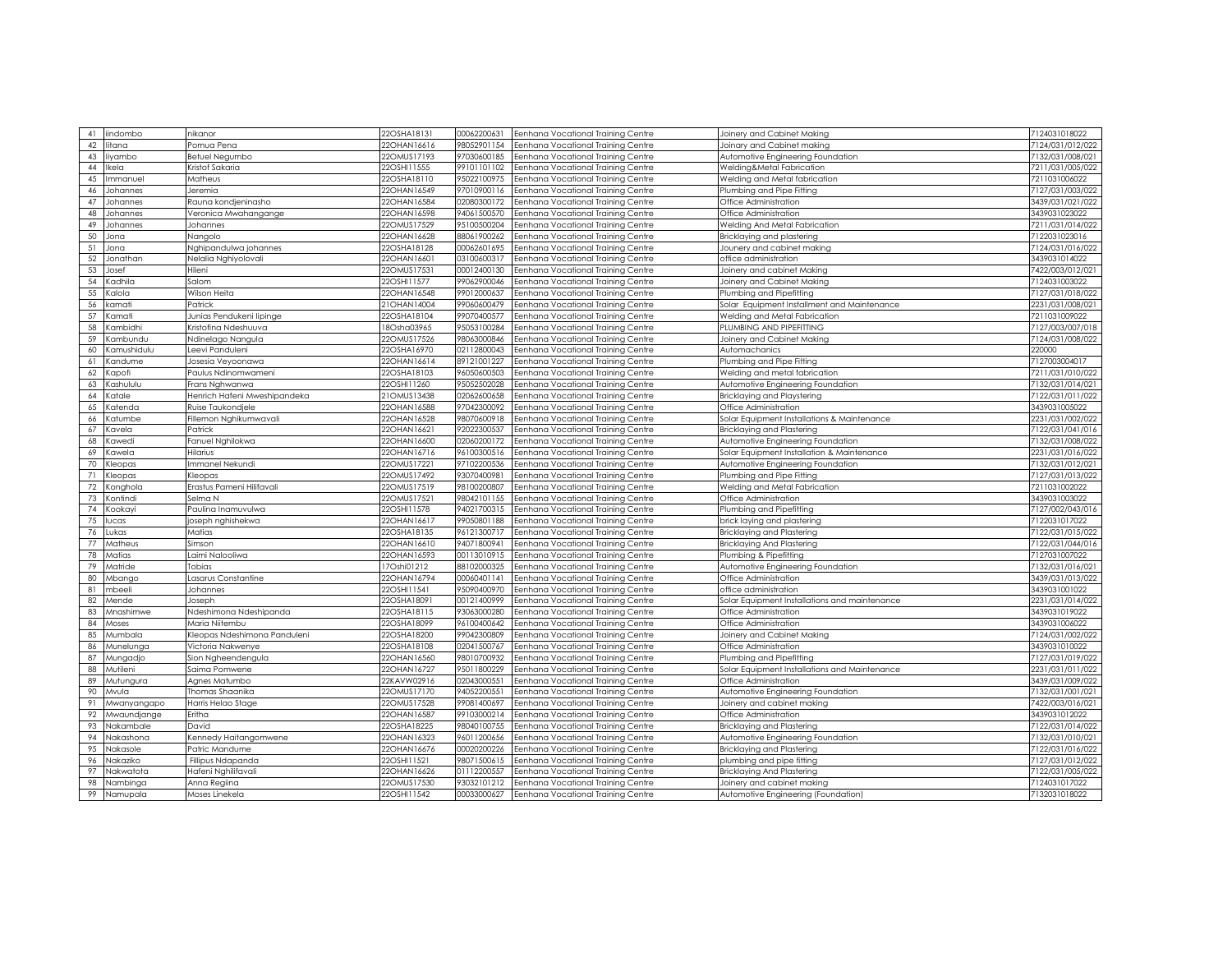| | | | | | | | |
|---|---|---|---|---|---|---|---|
| 41 | iindombo | nikanor | 22OSHA18131 | 00062200631 | Eenhana Vocational Training Centre | Joinery and Cabinet Making | 7124031018022 |
| 42 | Iitana | Pomua Pena | 22OHAN16616 | 98052901154 | Eenhana Vocational Training Centre | Joinary and Cabinet making | 7124/031/012/022 |
| 43 | Iiyambo | Betuel Negumbo | 22OMUS17193 | 97030600185 | Eenhana Vocational Training Centre | Automotive Engineering Foundation | 7132/031/008/021 |
| 44 | Ikela | Kristof Sakaria | 22OSHI11555 | 99101101102 | Eenhana Vocational Training Centre | Welding&Metal Fabrication | 7211/031/005/022 |
| 45 | Immanuel | Matheus | 22OSHA18110 | 95022100975 | Eenhana Vocational Training Centre | Welding and Metal fabrication | 7211031006022 |
| 46 | Johannes | Jeremia | 22OHAN16549 | 97010900116 | Eenhana Vocational Training Centre | Plumbing and Pipe Fitting | 7127/031/003/022 |
| 47 | Johannes | Rauna kondjeninasho | 22OHAN16584 | 02080300172 | Eenhana Vocational Training Centre | Office Administration | 3439/031/021/022 |
| 48 | Johannes | Veronica Mwahangange | 22OHAN16598 | 94061500570 | Eenhana Vocational Training Centre | Office Administration | 3439031023022 |
| 49 | Johannes | Johannes | 22OMUS17529 | 95100500204 | Eenhana Vocational Training Centre | Welding And Metal Fabrication | 7211/031/014/022 |
| 50 | Jona | Nangolo | 22OHAN16628 | 88061900262 | Eenhana Vocational Training Centre | Bricklaying and plastering | 7122031023016 |
| 51 | Jona | Nghipandulwa johannes | 22OSHA18128 | 00062601695 | Eenhana Vocational Training Centre | Jounery and cabinet making | 7124/031/016/022 |
| 52 | Jonathan | Nelalia Nghiyolovali | 22OHAN16601 | 03100600317 | Eenhana Vocational Training Centre | office administration | 3439031014022 |
| 53 | Josef | Hileni | 22OMUS17531 | 00012400130 | Eenhana Vocational Training Centre | Joinery and cabinet Making | 7422/003/012/021 |
| 54 | Kadhila | Salom | 22OSHI11577 | 99062900046 | Eenhana Vocational Training Centre | Joinery and Cabinet Making | 7124031003022 |
| 55 | Kalola | Wilson Heita | 22OHAN16548 | 99012000637 | Eenhana Vocational Training Centre | Plumbing and Pipefitting | 7127/031/018/022 |
| 56 | kamati | Patrick | 21OHAN14004 | 99060600479 | Eenhana Vocational Training Centre | Solar Equipment Installment and Maintenance | 2231/031/008/021 |
| 57 | Kamati | Junias Pendukeni Iipinge | 22OSHA18104 | 99070400577 | Eenhana Vocational Training Centre | Welding and Metal Fabrication | 7211031009022 |
| 58 | Kambidhi | Kristofina Ndeshuuva | 18Osha03965 | 95053100284 | Eenhana Vocational Training Centre | PLUMBING AND PIPEFITTING | 7127/003/007/018 |
| 59 | Kambundu | Ndinelago Nangula | 22OMUS17526 | 98063000846 | Eenhana Vocational Training Centre | Joinery and Cabinet Making | 7124/031/008/022 |
| 60 | Kamushidulu | Leevi Panduleni | 22OSHA16970 | 02112800043 | Eenhana Vocational Training Centre | Automachanics | 220000 |
| 61 | Kandume | Josesia Veyoonawa | 22OHAN16614 | 89121001227 | Eenhana Vocational Training Centre | Plumbing and Pipe Fitting | 7127003004017 |
| 62 | Kapofi | Paulus Ndinomwameni | 22OSHA18103 | 96050600503 | Eenhana Vocational Training Centre | Welding and metal fabrication | 7211/031/010/022 |
| 63 | Kashululu | Frans Nghwanwa | 22OSHI11260 | 95052502028 | Eenhana Vocational Training Centre | Automotive Engineering Foundation | 7132/031/014/021 |
| 64 | Katale | Henrich Hafeni Mweshipandeka | 21OMUS13438 | 02062600658 | Eenhana Vocational Training Centre | Bricklaying and Playstering | 7122/031/011/022 |
| 65 | Katenda | Ruise Taukondjele | 22OHAN16588 | 97042300092 | Eenhana Vocational Training Centre | Office Administration | 3439031005022 |
| 66 | Katumbe | Fillemon Nghikumwavali | 22OHAN16528 | 98070600918 | Eenhana Vocational Training Centre | Solar Equipment Installations & Maintenance | 2231/031/002/022 |
| 67 | Kavela | Patrick | 22OHAN16621 | 92022300537 | Eenhana Vocational Training Centre | Bricklaying and Plastering | 7122/031/041/016 |
| 68 | Kawedi | Fanuel Nghilokwa | 22OHAN16600 | 02060200172 | Eenhana Vocational Training Centre | Automotive Engineering Foundation | 7132/031/008/022 |
| 69 | Kawela | Hilarius | 22OHAN16716 | 96100300516 | Eenhana Vocational Training Centre | Solar Equipment Installation & Maintenance | 2231/031/016/022 |
| 70 | Kleopas | Immanel Nekundi | 22OMUS17221 | 97102200536 | Eenhana Vocational Training Centre | Automotive Engineering Foundation | 7132/031/012/021 |
| 71 | Kleopas | Kleopas | 22OMUS17492 | 93070400981 | Eenhana Vocational Training Centre | Plumbing and Pipe Fitting | 7127/031/013/022 |
| 72 | Konghola | Erastus Pameni Hilifavali | 22OMUS17519 | 98100200807 | Eenhana Vocational Training Centre | Welding and Metal Fabrication | 7211031002022 |
| 73 | Kontindi | Selma N | 22OMUS17521 | 98042101155 | Eenhana Vocational Training Centre | Office Administration | 3439031003022 |
| 74 | Kookayi | Paulina Inamuvulwa | 22OSHI11578 | 94021700315 | Eenhana Vocational Training Centre | Plumbing and Pipefitting | 7127/002/043/016 |
| 75 | lucas | joseph nghishekwa | 22OHAN16617 | 99050801188 | Eenhana Vocational Training Centre | brick laying and plastering | 7122031017022 |
| 76 | Lukas | Matias | 22OSHA18135 | 96121300717 | Eenhana Vocational Training Centre | Bricklaying and Plastering | 7122/031/015/022 |
| 77 | Matheus | Simson | 22OHAN16610 | 94071800941 | Eenhana Vocational Training Centre | Bricklaying And Plastering | 7122/031/044/016 |
| 78 | Matias | Laimi Nalooliwa | 22OHAN16593 | 00113010915 | Eenhana Vocational Training Centre | Plumbing & Pipefitting | 7127031007022 |
| 79 | Matride | Tobias | 17Oshi01212 | 88102000325 | Eenhana Vocational Training Centre | Automotive Engineering Foundation | 7132/031/016/021 |
| 80 | Mbango | Lasarus Constantine | 22OHAN16794 | 00060401141 | Eenhana Vocational Training Centre | Office Administration | 3439/031/013/022 |
| 81 | mbeeli | Johannes | 22OSHI11541 | 95090400970 | Eenhana Vocational Training Centre | office administration | 3439031001022 |
| 82 | Mende | Joseph | 22OSHA18091 | 00121400999 | Eenhana Vocational Training Centre | Solar Equipment Installations and maintenance | 2231/031/014/022 |
| 83 | Mnashimwe | Ndeshimona Ndeshipanda | 22OSHA18115 | 93063000280 | Eenhana Vocational Training Centre | Office Administration | 3439031019022 |
| 84 | Moses | Maria Niitembu | 22OSHA18099 | 96100400642 | Eenhana Vocational Training Centre | Office Administration | 3439031006022 |
| 85 | Mumbala | Kleopas Ndeshimona Panduleni | 22OSHA18200 | 99042300809 | Eenhana Vocational Training Centre | Joinery and Cabinet Making | 7124/031/002/022 |
| 86 | Munelunga | Victoria Nakwenye | 22OSHA18108 | 02041500767 | Eenhana Vocational Training Centre | Office Administration | 3439031010022 |
| 87 | Mungadjo | Sion Ngheendengula | 22OHAN16560 | 98010700932 | Eenhana Vocational Training Centre | Plumbing and Pipefitting | 7127/031/019/022 |
| 88 | Mutileni | Saima Pomwene | 22OHAN16727 | 95011800229 | Eenhana Vocational Training Centre | Solar Equipment Installations and Maintenance | 2231/031/011/022 |
| 89 | Mutungura | Agnes Matumbo | 22KAVW02916 | 02043000551 | Eenhana Vocational Training Centre | Office Administration | 3439/031/009/022 |
| 90 | Mvula | Thomas Shaanika | 22OMUS17170 | 94052200551 | Eenhana Vocational Training Centre | Automotive Engineering Foundation | 7132/031/001/021 |
| 91 | Mwanyangapo | Harris Helao Stage | 22OMUS17528 | 99081400697 | Eenhana Vocational Training Centre | Joinery and cabinet making | 7422/003/016/021 |
| 92 | Mwaundjange | Eritha | 22OHAN16587 | 99103000214 | Eenhana Vocational Training Centre | Office Administration | 3439031012022 |
| 93 | Nakambale | David | 22OSHA18225 | 98040100755 | Eenhana Vocational Training Centre | Bricklaying and Plastering | 7122/031/014/022 |
| 94 | Nakashona | Kennedy Haitangomwene | 22OHAN16323 | 96011200656 | Eenhana Vocational Training Centre | Automotive Engineering Foundation | 7132/031/010/021 |
| 95 | Nakasole | Patric Mandume | 22OHAN16676 | 00020200226 | Eenhana Vocational Training Centre | Bricklaying and Plastering | 7122/031/016/022 |
| 96 | Nakaziko | Fillipus Ndapanda | 22OSHI11521 | 98071500615 | Eenhana Vocational Training Centre | plumbing and pipe fitting | 7127/031/012/022 |
| 97 | Nakwatota | Hafeni Nghilifavali | 22OHAN16626 | 01112200557 | Eenhana Vocational Training Centre | Bricklaying And Plastering | 7122/031/005/022 |
| 98 | Nambinga | Anna Regiina | 22OMUS17530 | 93032101212 | Eenhana Vocational Training Centre | Joinery and cabinet making | 7124031017022 |
| 99 | Namupala | Moses Linekela | 22OSHI11542 | 00033000627 | Eenhana Vocational Training Centre | Automotive Engineering (Foundation) | 7132031018022 |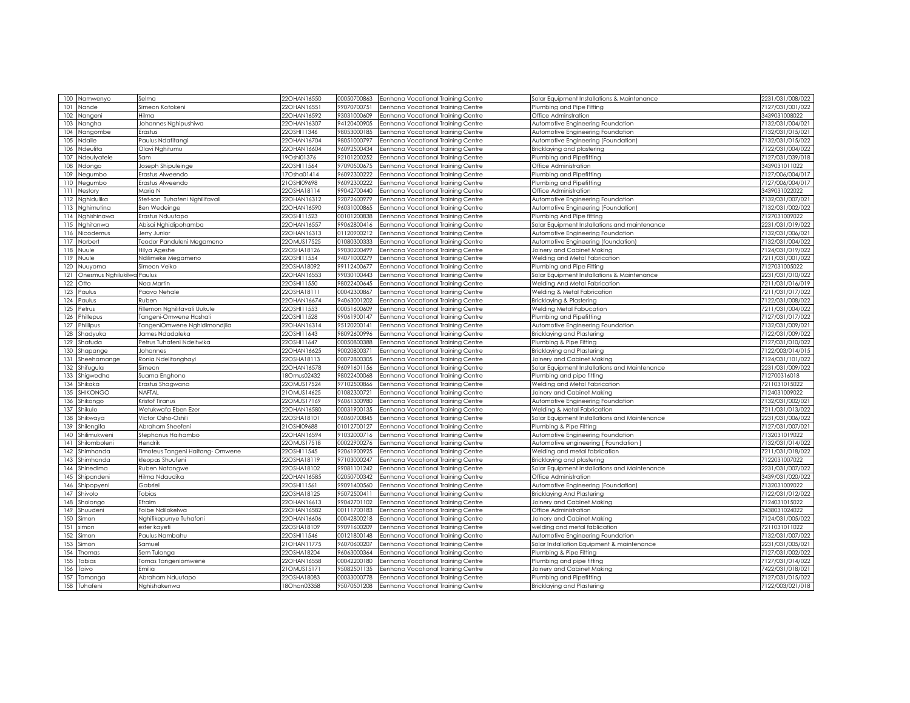| | | | | | | | |
|---|---|---|---|---|---|---|---|
| 100 | Namwenyo | Selma | 22OHAN16550 | 00050700863 | Eenhana Vocational Training Centre | Solar Equipment Installations & Maintenance | 2231/031/008/022 |
| 101 | Nande | Simeon Kotokeni | 22OHAN16551 | 99070700751 | Eenhana Vocational Training Centre | Plumbing and Pipe Fitting | 7127/031/001/022 |
| 102 | Nangeni | Hilma | 22OHAN16592 | 93031000609 | Eenhana Vocational Training Centre | Office Adminstration | 3439031008022 |
| 103 | Nangha | Johannes Nghipushiwa | 22OHAN16307 | 94120400905 | Eenhana Vocational Training Centre | Automotive Engineering Foundation | 7132/031/004/021 |
| 104 | Nangombe | Erastus | 22OSHI11346 | 98053000185 | Eenhana Vocational Training Centre | Automotive Engineering Foundation | 7132/031/015/021 |
| 105 | Ndaile | Paulus Ndatitangi | 22OHAN16704 | 98051000797 | Eenhana Vocational Training Centre | Automotive Engineering (Foundation) | 7132/031/015/022 |
| 106 | Ndeulita | Olavi Nghitumu | 22OHAN16604 | 96092500434 | Eenhana Vocational Training Centre | Bricklaying and plastering | 7122/031/004/022 |
| 107 | Ndeulyatele | Sam | 19Oshi01376 | 92101200252 | Eenhana Vocational Training Centre | Plumbing and Pipefitting | 7127/031/039/018 |
| 108 | Ndongo | Joseph Shipuleinge | 22OSHI11564 | 97090500675 | Eenhana Vocational Training Centre | Office Administration | 3439031011022 |
| 109 | Negumbo | Erastus Alweendo | 17Osha01414 | 96092300222 | Eenhana Vocational Training Centre | Plumbing and Pipefitting | 7127/006/004/017 |
| 110 | Negumbo | Erastus Alweendo | 21OSHI09698 | 96092300222 | Eenhana Vocational Training Centre | Plumbing and Pipefitting | 7127/006/004/017 |
| 111 | Nestory | Maria N | 22OSHA18114 | 99042700440 | Eenhana Vocational Training Centre | Office Administration | 3439031022022 |
| 112 | Nghidulika | Stet-son Tuhafeni Nghilifavali | 22OHAN16312 | 92072600979 | Eenhana Vocational Training Centre | Automotive Engineering Foundation | 7132/031/007/021 |
| 113 | Nghimutina | Ben Wedeinge | 22OHAN16590 | 96031000865 | Eenhana Vocational Training Centre | Automotive Engineering (Foundation) | 7132/031/002/022 |
| 114 | Nghishinawa | Erastus Nduutapo | 22OSHI11523 | 00101200838 | Eenhana Vocational Training Centre | Plumbing And Pipe fitting | 7127031009022 |
| 115 | Nghitanwa | Abisai Nghidipohamba | 22OHAN16557 | 99062800416 | Eenhana Vocational Training Centre | Solar Equipment Installations and maintenance | 2231/031/019/022 |
| 116 | Nicodemus | Jerry Junior | 22OHAN16313 | 01120900212 | Eenhana Vocational Training Centre | Automotive Engineering Foundation | 7132/031/006/021 |
| 117 | Norbert | Teodor Panduleni Megameno | 22OMUS17525 | 01080300333 | Eenhana Vocational Training Centre | Automotive Engineering (foundation) | 7132/031/004/022 |
| 118 | Nuule | Hilya Ageshe | 22OSHA18126 | 99030200499 | Eenhana Vocational Training Centre | Joinery and Cabinet Making | 7124/031/019/022 |
| 119 | Nuule | Ndilimeke Megameno | 22OSHI11554 | 94071000279 | Eenhana Vocational Training Centre | Welding and Metal Fabrication | 7211/031/001/022 |
| 120 | Nuuyoma | Simeon Veiko | 22OSHA18092 | 99112400677 | Eenhana Vocational Training Centre | Plumbing and Pipe Fitting | 7127031005022 |
| 121 | Onesmus Nghilukilwa | Paulus | 22OHAN16553 | 99030100443 | Eenhana Vocational Training Centre | Solar Equipment Installations & Maintenance | 2231/031/010/022 |
| 122 | Otto | Noa Martin | 22OSHI11550 | 98022400645 | Eenhana Vocational Training Centre | Welding And Metal Fabrication | 7211/031/016/019 |
| 123 | Paulus | Paavo Nehale | 22OSHA18111 | 00042300867 | Eenhana Vocational Training Centre | Welding & Metal Fabrication | 7211/031/017/022 |
| 124 | Paulus | Ruben | 22OHAN16674 | 94063001202 | Eenhana Vocational Training Centre | Bricklaying & Plastering | 7122/031/008/022 |
| 125 | Petrus | Fillemon Nghilifavali Uukule | 22OSHI11553 | 00051600609 | Eenhana Vocational Training Centre | Welding Metal Fabucation | 7211/031/004/022 |
| 126 | Phillepus | Tangeni-Omwene Hashali | 22OSHI11528 | 99061900147 | Eenhana Vocational Training Centre | Plumbing and Pipefitting | 7127/031/017/022 |
| 127 | Phillipus | TangeniOmwene Nghidimondjila | 22OHAN16314 | 95120200141 | Eenhana Vocational Training Centre | Automotive Engineering Foundation | 7132/031/009/021 |
| 128 | Shadyuka | James Ndadaleka | 22OSHI11643 | 98092600996 | Eenhana Vocational Training Centre | Bricklaying and Plastering | 7122/031/009/022 |
| 129 | Shafuda | Petrus Tuhafeni Ndeitwika | 22OSHI11647 | 00050800388 | Eenhana Vocational Training Centre | Plumbing & Pipe Fitting | 7127/031/010/022 |
| 130 | Shapange | Johannes | 22OHAN16625 | 90020800371 | Eenhana Vocational Training Centre | Bricklaying and Plastering | 7122/003/014/015 |
| 131 | Sheehamange | Ronia Ndelitonghayi | 22OSHA18113 | 00072800305 | Eenhana Vocational Training Centre | Joinery and Cabinet Making | 7124/031/101/022 |
| 132 | Shifugula | Simeon | 22OHAN16578 | 96091601156 | Eenhana Vocational Training Centre | Solar Equipment Installations and Maintenance | 2231/031/009/022 |
| 133 | Shigwedha | Suama Enghono | 18Omus02432 | 98022400068 | Eenhana Vocational Training Centre | Plumbing and pipe fitting | 712700316018 |
| 134 | Shikaka | Erastus Shagwana | 22OMUS17524 | 97102500866 | Eenhana Vocational Training Centre | Welding and Metal Fabrication | 721103101502​2 |
| 135 | SHIKONGO | NAFTAL | 21OMUS14625 | 01082300721 | Eenhana Vocational Training Centre | Joinery and Cabinet Making | 7124031009022 |
| 136 | Shikongo | Kristof Tiranus | 22OMUS17169 | 96061300980 | Eenhana Vocational Training Centre | Automotive Engineering Foundation | 7132/031/002/021 |
| 137 | Shikulo | Wetukwafa Eben Ezer | 22OHAN16580 | 00031900135 | Eenhana Vocational Training Centre | Welding & Metal Fabrication | 7211/031/013/022 |
| 138 | Shikwaya | Victor Osho-Oshili | 22OSHA18101 | 96060700845 | Eenhana Vocational Training Centre | Solar Equipment Installations and Maintenance | 2231/031/006/022 |
| 139 | Shilengifa | Abraham Sheefeni | 21OSHI09688 | 01012700127 | Eenhana Vocational Training Centre | Plumbing & Pipe Fitting | 7127/031/007/021 |
| 140 | Shilimukweni | Stephanus Haihambo | 22OHAN16594 | 91032000716 | Eenhana Vocational Training Centre | Automotive Engineering Foundation | 7132031019022 |
| 141 | Shilomboleni | Hendrik | 22OMUS17518 | 00022900276 | Eenhana Vocational Training Centre | Automotive engineering [ Foundation ] | 7132/031/014/022 |
| 142 | Shimhanda | Timoteus Tangeni Haitang- Omwene | 22OSHI11545 | 92061900925 | Eenhana Vocational Training Centre | Welding and metal fabrication | 7211/031/018/022 |
| 143 | Shimhanda | kleopas Shuufeni | 22OSHA18119 | 97103000247 | Eenhana Vocational Training Centre | Bricklaying and plastering | 7122031007022 |
| 144 | Shinedima | Ruben Natangwe | 22OSHA18102 | 99081101242 | Eenhana Vocational Training Centre | Solar Equipment Installations and Maintenance | 2231/031/007/022 |
| 145 | Shipandeni | Hilma Ndaudika | 22OHAN16585 | 02050700342 | Eenhana Vocational Training Centre | Office Administration | 3439/031/020/022 |
| 146 | Shipopyeni | Gabriel | 22OSHI11561 | 99091400560 | Eenhana Vocational Training Centre | Automotive Engineering (Foundation) | 7132031009022 |
| 147 | Shivolo | Tobias | 22OSHA18125 | 95072500411 | Eenhana Vocational Training Centre | Bricklaying And Plastering | 7122/031/012/022 |
| 148 | Sholongo | Efraim | 22OHAN16613 | 99042701102 | Eenhana Vocational Training Centre | Joinery and Cabinet Making | 7124031015022 |
| 149 | Shuudeni | Foibe Ndilokelwa | 22OHAN16582 | 00111700183 | Eenhana Vocational Training Centre | Office Administration | 3438031024022 |
| 150 | Simon | Nghifikepunye Tuhafeni | 22OHAN16606 | 00042800218 | Eenhana Vocational Training Centre | Joinery and Cabinet Making | 7124/031/005/022 |
| 151 | simon | ester kayeti | 22OSHA18109 | 99091600209 | Eenhana Vocational Training Centre | welding and metal fablication | 7211031011022 |
| 152 | Simon | Paulus Nambahu | 22OSHI11546 | 00121800148 | Eenhana Vocational Training Centre | Automotive Engineering Foundation | 7132/031/007/022 |
| 153 | Simon | Samuel | 21OHAN11775 | 96070600207 | Eenhana Vocational Training Centre | Solar Installation Equipment & maintenance | 2231/031/005/021 |
| 154 | Thomas | Sem Tulonga | 22OSHA18204 | 96063000364 | Eenhana Vocational Training Centre | Plumbing & Pipe Fitting | 7127/031/002/022 |
| 155 | Tobias | Tomas Tangeniomwene | 22OHAN16558 | 00042200180 | Eenhana Vocational Training Centre | Plumbing and pipe fitting | 7127/031/014/022 |
| 156 | Toivo | Emilia | 21OMUS15171 | 95082501135 | Eenhana Vocational Training Centre | Joinery and Cabinet Making | 7422/031/018/021 |
| 157 | Tomanga | Abraham Nduutapo | 22OSHA18083 | 00033000778 | Eenhana Vocational Training Centre | Plumbing and Pipefitting | 7127/031/015/022 |
| 158 | Tuhafeni | Nghishakenwa | 18Ohan03358 | 95070501208 | Eenhana Vocational Training Centre | Bricklaying and Plastering | 7122/003/021/018 |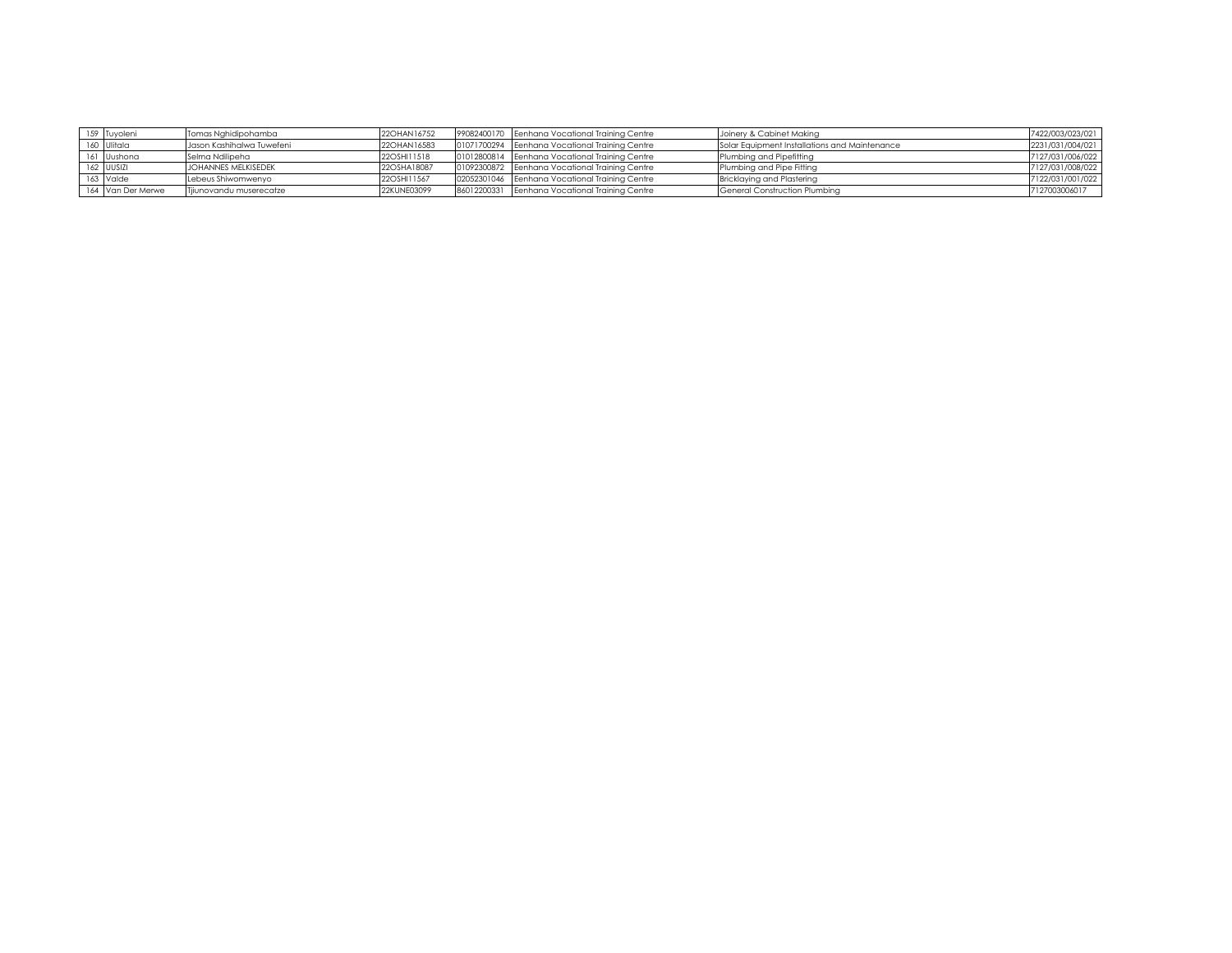| | | | | | | | |
|---|---|---|---|---|---|---|---|
| 159 | Tuyoleni | Tomas Nghidipohamba | 22OHAN16752 | 99082400170 | Eenhana Vocational Training Centre | Joinery & Cabinet Making | 7422/003/023/021 |
| 160 | Ulitala | Jason Kashihalwa Tuwefeni | 22OHAN16583 | 01071700294 | Eenhana Vocational Training Centre | Solar Equipment Installations and Maintenance | 2231/031/004/021 |
| 161 | Uushona | Selma Ndilipeha | 22OSHI11518 | 01012800814 | Eenhana Vocational Training Centre | Plumbing and Pipefitting | 7127/031/006/022 |
| 162 | UUSIZI | JOHANNES MELKISEDEK | 22OSHA18087 | 01092300872 | Eenhana Vocational Training Centre | Plumbing and Pipe Fitting | 7127/031/008/022 |
| 163 | Valde | Lebeus Shiwomwenyo | 22OSHI11567 | 02052301046 | Eenhana Vocational Training Centre | Bricklaying and Plastering | 7122/031/001/022 |
| 164 | Van Der Merwe | Tjiunovandu muserecatze | 22KUNE03099 | 86012200331 | Eenhana Vocational Training Centre | General Construction Plumbing | 7127003006017 |